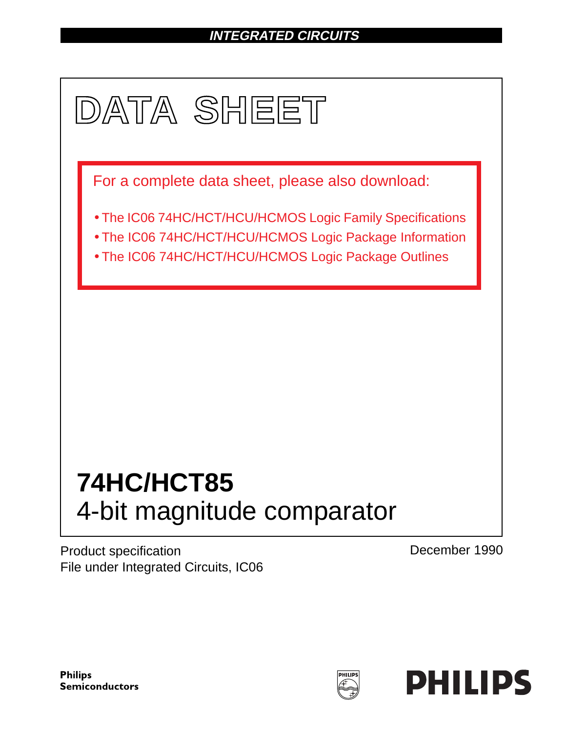INTEGRATED CIRCUITS

# DATA SHEET

For a complete data sheet, please also download:

- The IC06 74HC/HCT/HCU/HCMOS Logic Family Specifications
- The IC06 74HC/HCT/HCU/HCMOS Logic Package Information
- The IC06 74HC/HCT/HCU/HCMOS Logic Package Outlines

# 74HC/HCT85
## 4-bit magnitude comparator

Product specification
File under Integrated Circuits, IC06

December 1990

**Philips Semiconductors**

**PHILIPS**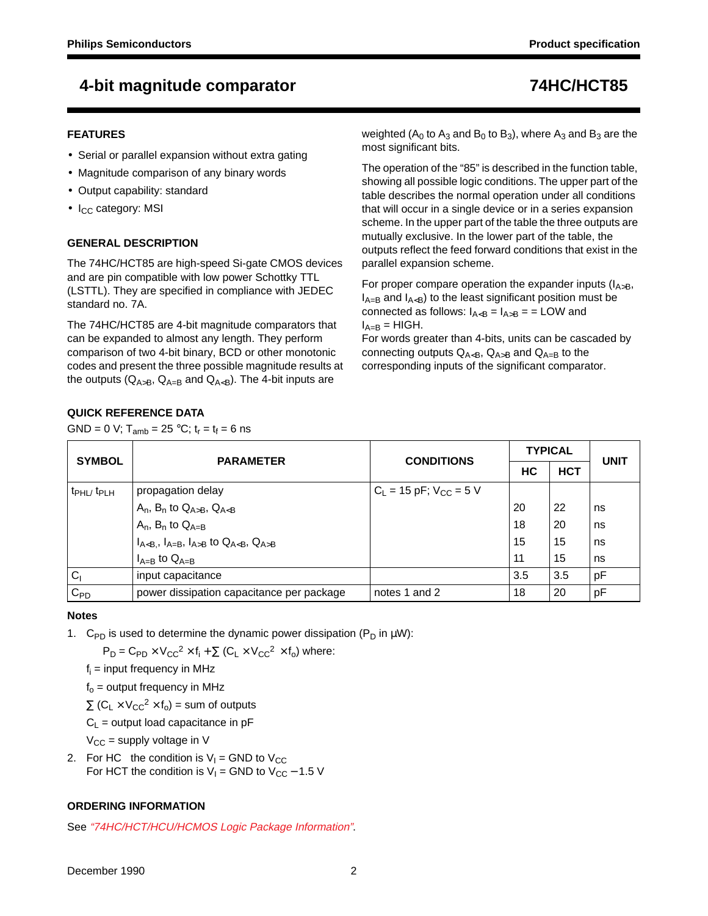# 4-bit magnitude comparator — 74HC/HCT85

## FEATURES

- Serial or parallel expansion without extra gating
- Magnitude comparison of any binary words
- Output capability: standard
- $I_{CC}$ category: MSI

## GENERAL DESCRIPTION

The 74HC/HCT85 are high-speed Si-gate CMOS devices and are pin compatible with low power Schottky TTL (LSTTL). They are specified in compliance with JEDEC standard no. 7A.

The 74HC/HCT85 are 4-bit magnitude comparators that can be expanded to almost any length. They perform comparison of two 4-bit binary, BCD or other monotonic codes and present the three possible magnitude results at the outputs ($Q_{A>B}$, $Q_{A=B}$ and $Q_{A<B}$). The 4-bit inputs are weighted ($A_0$ to $A_3$ and $B_0$ to $B_3$), where $A_3$ and $B_3$ are the most significant bits.

The operation of the "85" is described in the function table, showing all possible logic conditions. The upper part of the table describes the normal operation under all conditions that will occur in a single device or in a series expansion scheme. In the upper part of the table the three outputs are mutually exclusive. In the lower part of the table, the outputs reflect the feed forward conditions that exist in the parallel expansion scheme.

For proper compare operation the expander inputs ($I_{A>B}$, $I_{A=B}$ and $I_{A<B}$) to the least significant position must be connected as follows: $I_{A<B}$ = $I_{A>B}$ = = LOW and $I_{A=B}$ = HIGH.
For words greater than 4-bits, units can be cascaded by connecting outputs $Q_{A<B}$, $Q_{A>B}$ and $Q_{A=B}$ to the corresponding inputs of the significant comparator.

## QUICK REFERENCE DATA

GND = 0 V; $T_{amb}$ = 25 °C; $t_r$ = $t_f$ = 6 ns

| SYMBOL | PARAMETER | CONDITIONS | TYPICAL | | UNIT |
|---|---|---|---|---|---|
| | | | HC | HCT | |
| $t_{PHL}$/ $t_{PLH}$ | propagation delay | $C_L$ = 15 pF; $V_{CC}$ = 5 V | | | |
| | $A_n$, $B_n$ to $Q_{A>B}$, $Q_{A<B}$ | | 20 | 22 | ns |
| | $A_n$, $B_n$ to $Q_{A=B}$ | | 18 | 20 | ns |
| | $I_{A<B}$, $I_{A=B}$, $I_{A>B}$ to $Q_{A<B}$, $Q_{A>B}$ | | 15 | 15 | ns |
| | $I_{A=B}$ to $Q_{A=B}$ | | 11 | 15 | ns |
| $C_I$ | input capacitance | | 3.5 | 3.5 | pF |
| $C_{PD}$ | power dissipation capacitance per package | notes 1 and 2 | 18 | 20 | pF |

### Notes

1. $C_{PD}$ is used to determine the dynamic power dissipation ($P_D$ in μW):

   $P_D = C_{PD} \times V_{CC}^2 \times f_i + \sum (C_L \times V_{CC}^2 \times f_o)$ where:

   $f_i$ = input frequency in MHz

   $f_o$ = output frequency in MHz

   $\sum (C_L \times V_{CC}^2 \times f_o)$ = sum of outputs

   $C_L$ = output load capacitance in pF

   $V_{CC}$ = supply voltage in V

2. For HC the condition is $V_I$ = GND to $V_{CC}$
   For HCT the condition is $V_I$ = GND to $V_{CC}$ − 1.5 V

## ORDERING INFORMATION

See *"74HC/HCT/HCU/HCMOS Logic Package Information"*.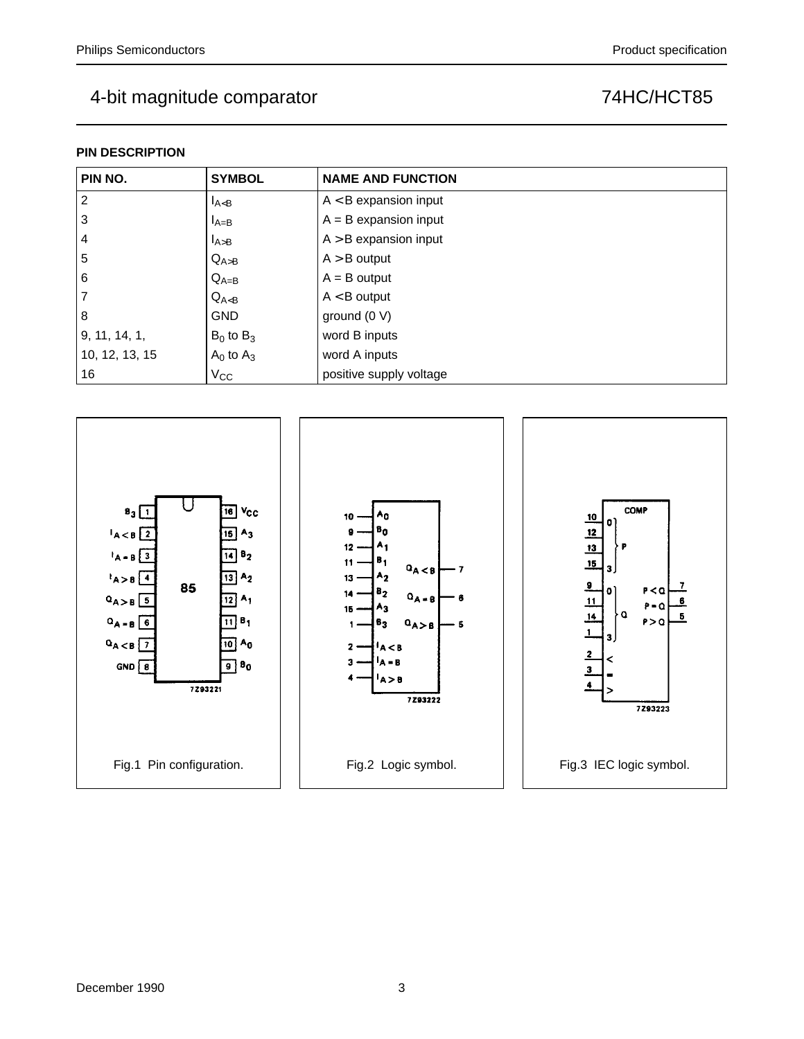## PIN DESCRIPTION

| PIN NO. | SYMBOL | NAME AND FUNCTION |
|---|---|---|
| 2 | $I_{A<B}$ | A < B expansion input |
| 3 | $I_{A=B}$ | A = B expansion input |
| 4 | $I_{A>B}$ | A > B expansion input |
| 5 | $Q_{A>B}$ | A > B output |
| 6 | $Q_{A=B}$ | A = B output |
| 7 | $Q_{A<B}$ | A < B output |
| 8 | GND | ground (0 V) |
| 9, 11, 14, 1, | $B_0$ to $B_3$ | word B inputs |
| 10, 12, 13, 15 | $A_0$ to $A_3$ | word A inputs |
| 16 | $V_{CC}$ | positive supply voltage |

Fig.1 Pin configuration.

Fig.2 Logic symbol.

Fig.3 IEC logic symbol.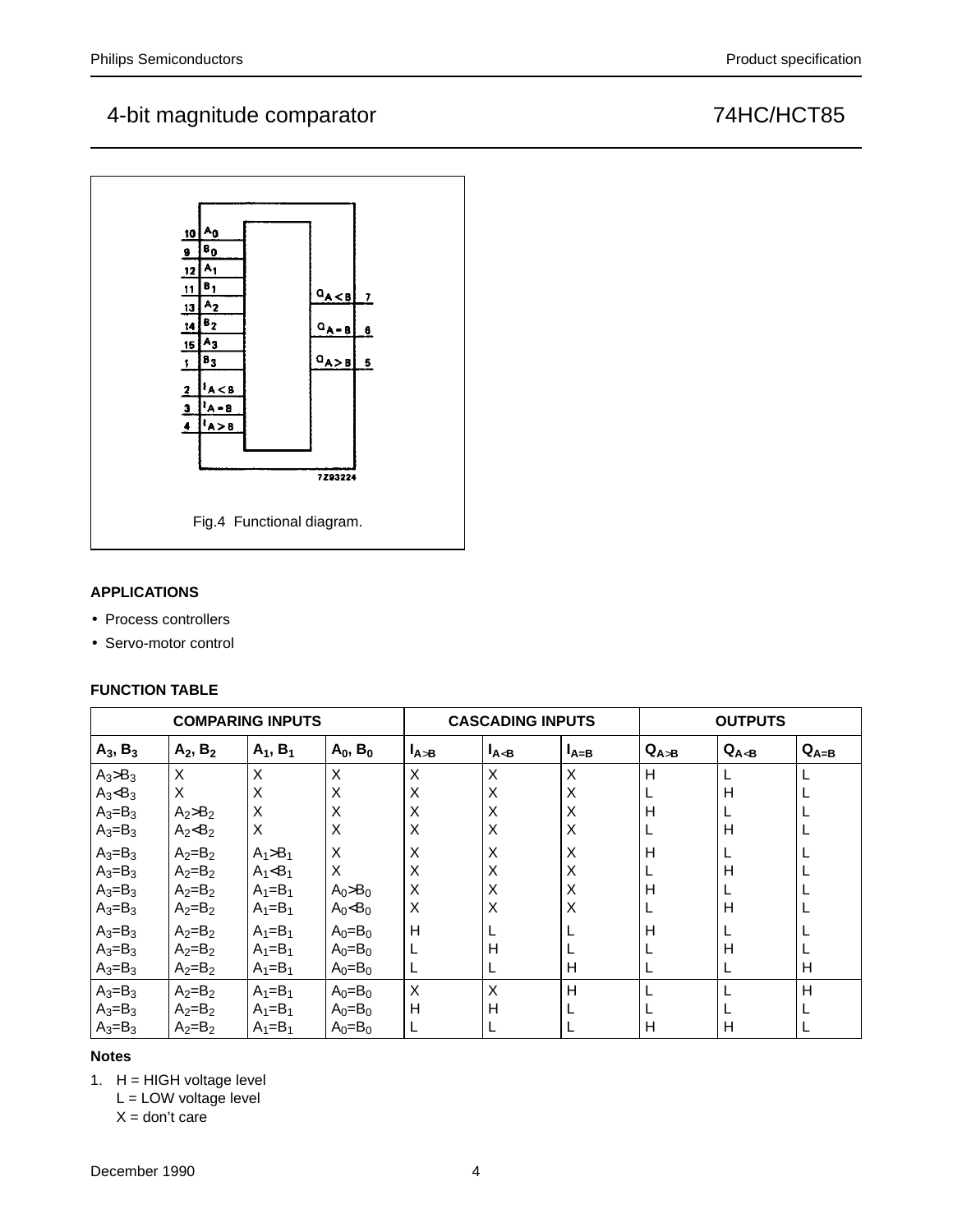Fig.4 Functional diagram.

**APPLICATIONS**

- Process controllers
- Servo-motor control

**FUNCTION TABLE**

| COMPARING INPUTS | | | | CASCADING INPUTS | | | OUTPUTS | | |
|---|---|---|---|---|---|---|---|---|---|
| $A_3, B_3$ | $A_2, B_2$ | $A_1, B_1$ | $A_0, B_0$ | $I_{A>B}$ | $I_{A<B}$ | $I_{A=B}$ | $Q_{A>B}$ | $Q_{A<B}$ | $Q_{A=B}$ |
| $A_3>B_3$ | X | X | X | X | X | X | H | L | L |
| $A_3<B_3$ | X | X | X | X | X | X | L | H | L |
| $A_3=B_3$ | $A_2>B_2$ | X | X | X | X | X | H | L | L |
| $A_3=B_3$ | $A_2<B_2$ | X | X | X | X | X | L | H | L |
| $A_3=B_3$ | $A_2=B_2$ | $A_1>B_1$ | X | X | X | X | H | L | L |
| $A_3=B_3$ | $A_2=B_2$ | $A_1<B_1$ | X | X | X | X | L | H | L |
| $A_3=B_3$ | $A_2=B_2$ | $A_1=B_1$ | $A_0>B_0$ | X | X | X | H | L | L |
| $A_3=B_3$ | $A_2=B_2$ | $A_1=B_1$ | $A_0<B_0$ | X | X | X | L | H | L |
| $A_3=B_3$ | $A_2=B_2$ | $A_1=B_1$ | $A_0=B_0$ | H | L | L | H | L | L |
| $A_3=B_3$ | $A_2=B_2$ | $A_1=B_1$ | $A_0=B_0$ | L | H | L | L | H | L |
| $A_3=B_3$ | $A_2=B_2$ | $A_1=B_1$ | $A_0=B_0$ | L | L | H | L | L | H |
| $A_3=B_3$ | $A_2=B_2$ | $A_1=B_1$ | $A_0=B_0$ | X | X | H | L | L | H |
| $A_3=B_3$ | $A_2=B_2$ | $A_1=B_1$ | $A_0=B_0$ | H | H | L | L | L | L |
| $A_3=B_3$ | $A_2=B_2$ | $A_1=B_1$ | $A_0=B_0$ | L | L | L | H | H | L |

**Notes**

1. H = HIGH voltage level
   L = LOW voltage level
   X = don't care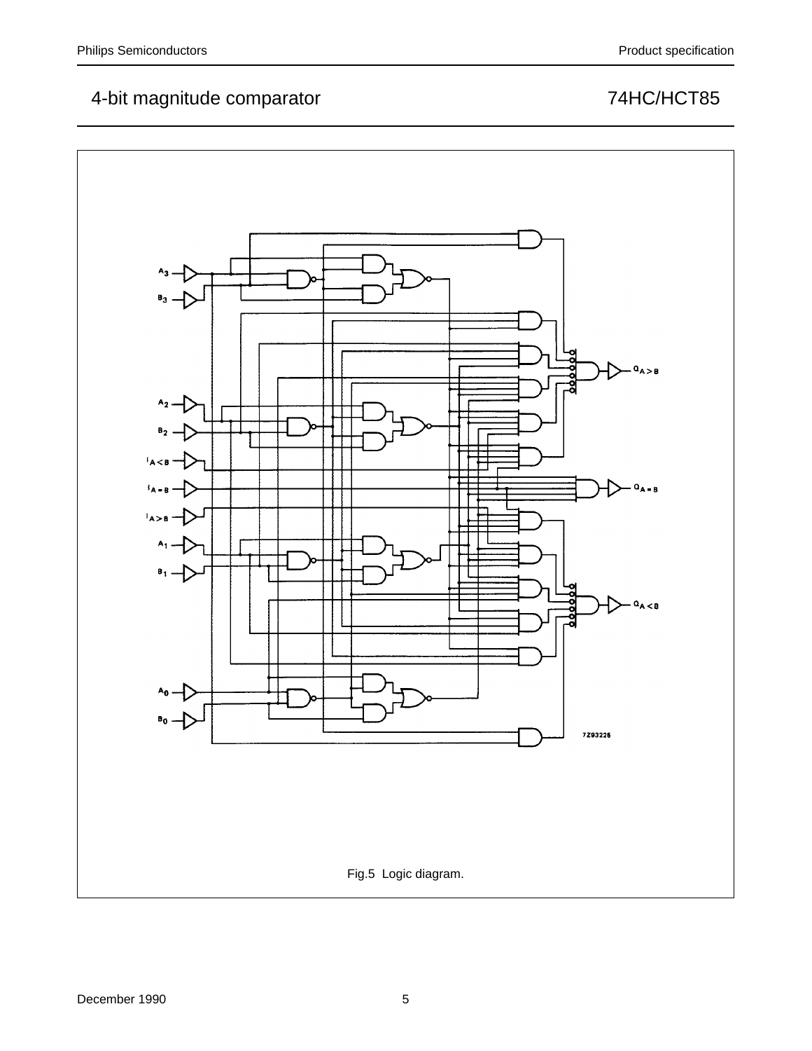Fig.5 Logic diagram.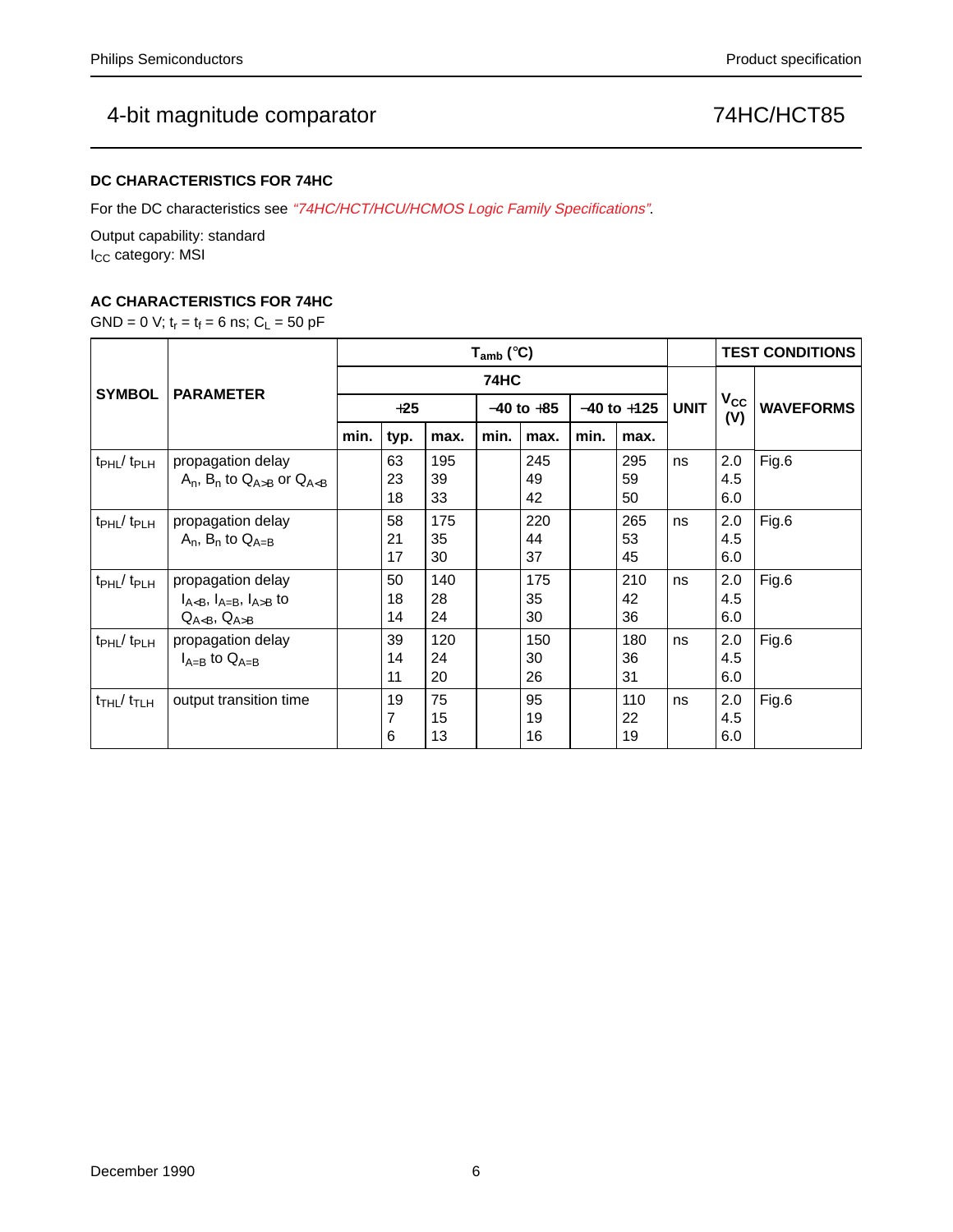# 4-bit magnitude comparator — 74HC/HCT85

### DC CHARACTERISTICS FOR 74HC

For the DC characteristics see *"74HC/HCT/HCU/HCMOS Logic Family Specifications"*.

Output capability: standard
$I_{CC}$ category: MSI

### AC CHARACTERISTICS FOR 74HC

GND = 0 V; $t_r = t_f = 6$ ns; $C_L = 50$ pF

| SYMBOL | PARAMETER | $T_{amb}$ (°C) 74HC | | | | | | | UNIT | TEST CONDITIONS | |
|---|---|---|---|---|---|---|---|---|---|---|---|
| | | +25 | | | −40 to +85 | | −40 to +125 | | | $V_{CC}$ (V) | WAVEFORMS |
| | | min. | typ. | max. | min. | max. | min. | max. | | | |
| $t_{PHL}$/ $t_{PLH}$ | propagation delay $A_n$, $B_n$ to $Q_{A>B}$ or $Q_{A<B}$ | | 63<br>23<br>18 | 195<br>39<br>33 | | 245<br>49<br>42 | | 295<br>59<br>50 | ns | 2.0<br>4.5<br>6.0 | Fig.6 |
| $t_{PHL}$/ $t_{PLH}$ | propagation delay $A_n$, $B_n$ to $Q_{A=B}$ | | 58<br>21<br>17 | 175<br>35<br>30 | | 220<br>44<br>37 | | 265<br>53<br>45 | ns | 2.0<br>4.5<br>6.0 | Fig.6 |
| $t_{PHL}$/ $t_{PLH}$ | propagation delay $I_{A<B}$, $I_{A=B}$, $I_{A>B}$ to $Q_{A<B}$, $Q_{A>B}$ | | 50<br>18<br>14 | 140<br>28<br>24 | | 175<br>35<br>30 | | 210<br>42<br>36 | ns | 2.0<br>4.5<br>6.0 | Fig.6 |
| $t_{PHL}$/ $t_{PLH}$ | propagation delay $I_{A=B}$ to $Q_{A=B}$ | | 39<br>14<br>11 | 120<br>24<br>20 | | 150<br>30<br>26 | | 180<br>36<br>31 | ns | 2.0<br>4.5<br>6.0 | Fig.6 |
| $t_{THL}$/ $t_{TLH}$ | output transition time | | 19<br>7<br>6 | 75<br>15<br>13 | | 95<br>19<br>16 | | 110<br>22<br>19 | ns | 2.0<br>4.5<br>6.0 | Fig.6 |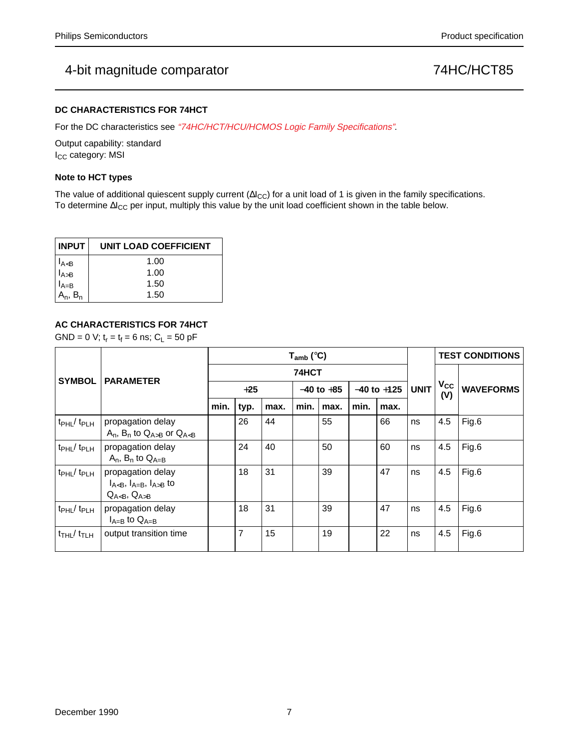### DC CHARACTERISTICS FOR 74HCT

For the DC characteristics see *"74HC/HCT/HCU/HCMOS Logic Family Specifications"*.

Output capability: standard
$I_{CC}$ category: MSI

### Note to HCT types

The value of additional quiescent supply current ($\Delta I_{CC}$) for a unit load of 1 is given in the family specifications. To determine $\Delta I_{CC}$ per input, multiply this value by the unit load coefficient shown in the table below.

| INPUT | UNIT LOAD COEFFICIENT |
|---|---|
| $I_{A<B}$ | 1.00 |
| $I_{A>B}$ | 1.00 |
| $I_{A=B}$ | 1.50 |
| $A_n$, $B_n$ | 1.50 |

### AC CHARACTERISTICS FOR 74HCT

GND = 0 V; $t_r = t_f = 6$ ns; $C_L = 50$ pF

| SYMBOL | PARAMETER | $T_{amb}$ (°C) 74HCT +25 | | | −40 to +85 | | −40 to +125 | | UNIT | TEST CONDITIONS $V_{CC}$ (V) | WAVEFORMS |
|---|---|---|---|---|---|---|---|---|---|---|---|
| | | min. | typ. | max. | min. | max. | min. | max. | | | |
| $t_{PHL}$/ $t_{PLH}$ | propagation delay $A_n$, $B_n$ to $Q_{A>B}$ or $Q_{A<B}$ | | 26 | 44 | | 55 | | 66 | ns | 4.5 | Fig.6 |
| $t_{PHL}$/ $t_{PLH}$ | propagation delay $A_n$, $B_n$ to $Q_{A=B}$ | | 24 | 40 | | 50 | | 60 | ns | 4.5 | Fig.6 |
| $t_{PHL}$/ $t_{PLH}$ | propagation delay $I_{A<B}$, $I_{A=B}$, $I_{A>B}$ to $Q_{A<B}$, $Q_{A>B}$ | | 18 | 31 | | 39 | | 47 | ns | 4.5 | Fig.6 |
| $t_{PHL}$/ $t_{PLH}$ | propagation delay $I_{A=B}$ to $Q_{A=B}$ | | 18 | 31 | | 39 | | 47 | ns | 4.5 | Fig.6 |
| $t_{THL}$/ $t_{TLH}$ | output transition time | | 7 | 15 | | 19 | | 22 | ns | 4.5 | Fig.6 |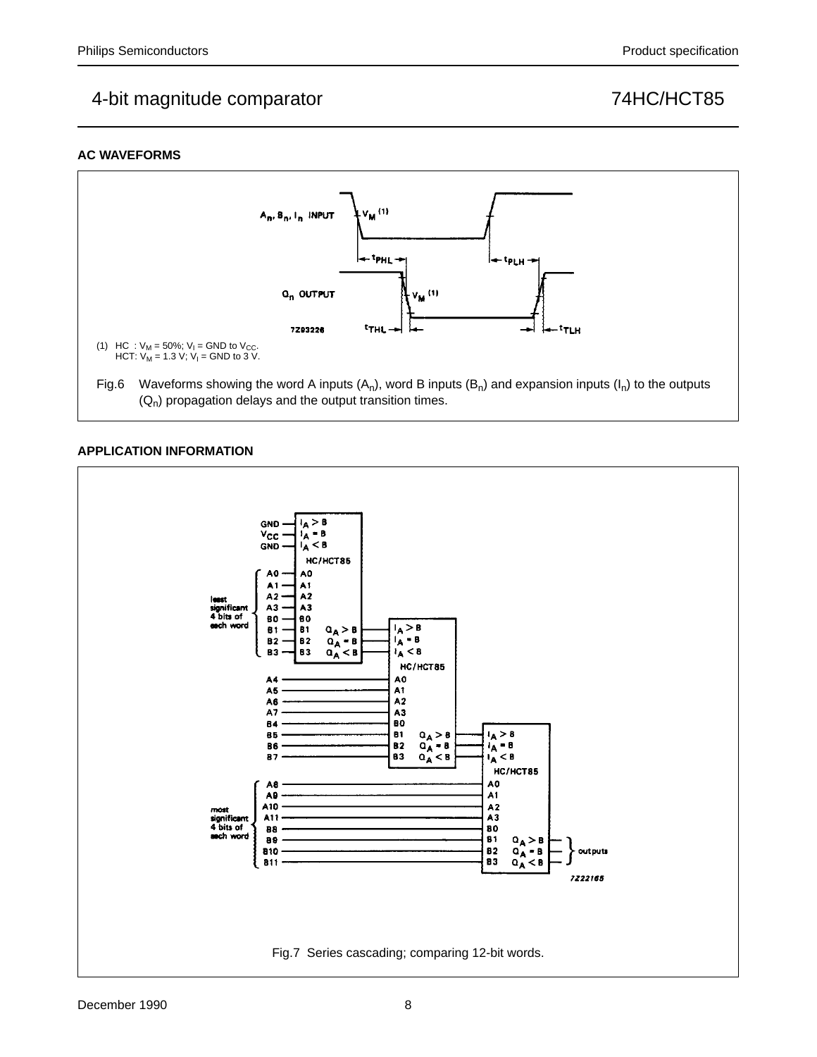## AC WAVEFORMS

(1) HC : $V_M$ = 50%; $V_I$ = GND to $V_{CC}$.
HCT: $V_M$ = 1.3 V; $V_I$ = GND to 3 V.

Fig.6 Waveforms showing the word A inputs ($A_n$), word B inputs ($B_n$) and expansion inputs ($I_n$) to the outputs ($Q_n$) propagation delays and the output transition times.

## APPLICATION INFORMATION

Fig.7 Series cascading; comparing 12-bit words.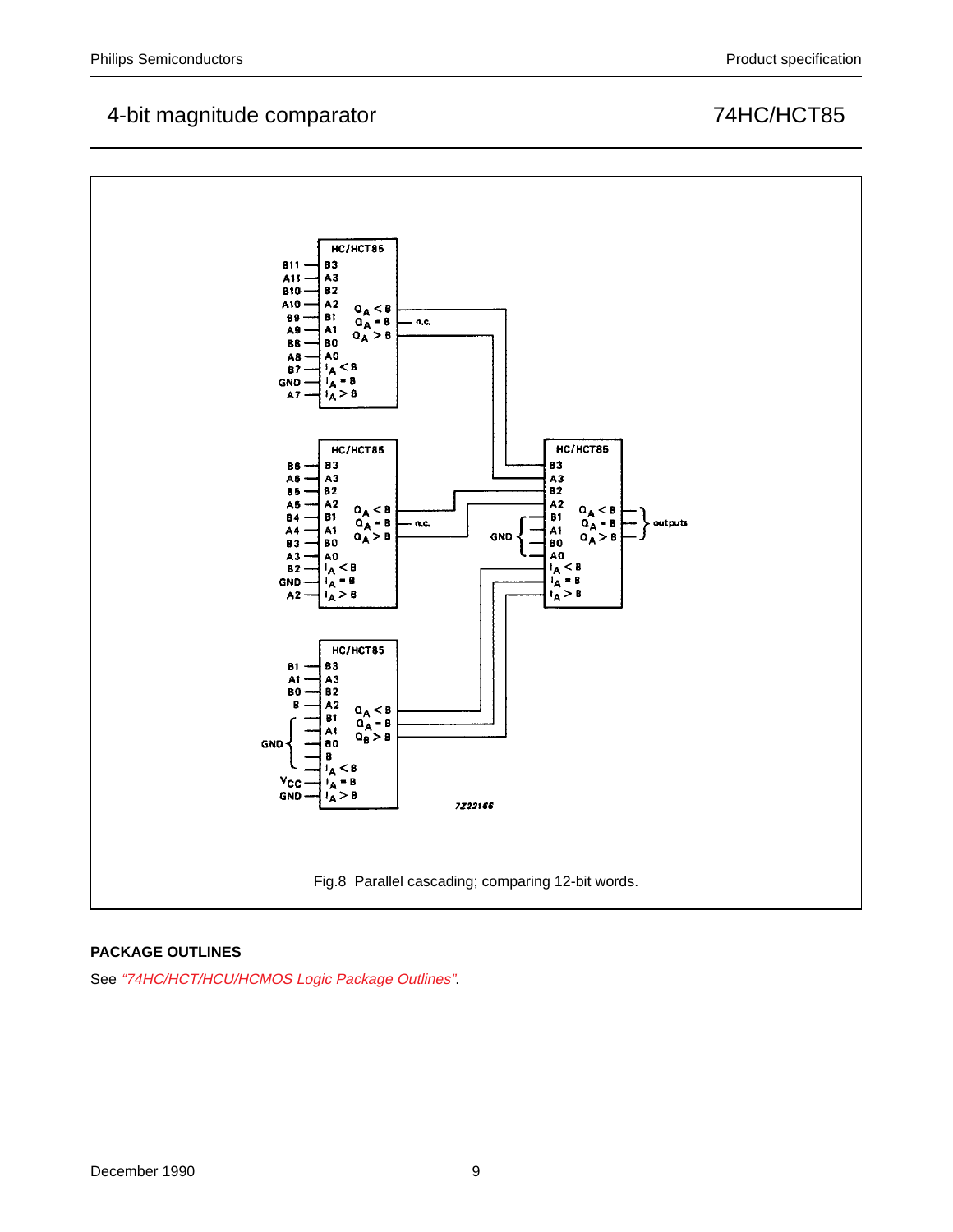HC/HCT85

B11 — B3
A11 — A3
B10 — B2
A10 — A2
B9 — B1
A9 — A1
B8 — B0
A8 — A0
B7 — $I_A < B$
GND — $I_A = B$
A7 — $I_A > B$

$Q_A < B$
$Q_A = B$ — n.c.
$Q_A > B$

HC/HCT85

B6 — B3
A6 — A3
B5 — B2
A5 — A2
B4 — B1
A4 — A1
B3 — B0
A3 — A0
B2 — $I_A < B$
GND — $I_A = B$
A2 — $I_A > B$

$Q_A < B$
$Q_A = B$ — n.c.
$Q_A > B$

HC/HCT85

B3
A3
B2
A2
GND { B1, A1, B0, A0
$I_A < B$
$I_A = B$
$I_A > B$

$Q_A < B$
$Q_A = B$
$Q_A > B$
} outputs

HC/HCT85

B1 — B3
A1 — A3
B0 — B2
B — A2
GND { B1, A1, B0, B, $I_A < B$
$V_{CC}$ — $I_A = B$
GND — $I_A > B$

$Q_A < B$
$Q_A = B$
$Q_B > B$

7Z22166

Fig.8 Parallel cascading; comparing 12-bit words.

## PACKAGE OUTLINES

See *"74HC/HCT/HCU/HCMOS Logic Package Outlines"*.